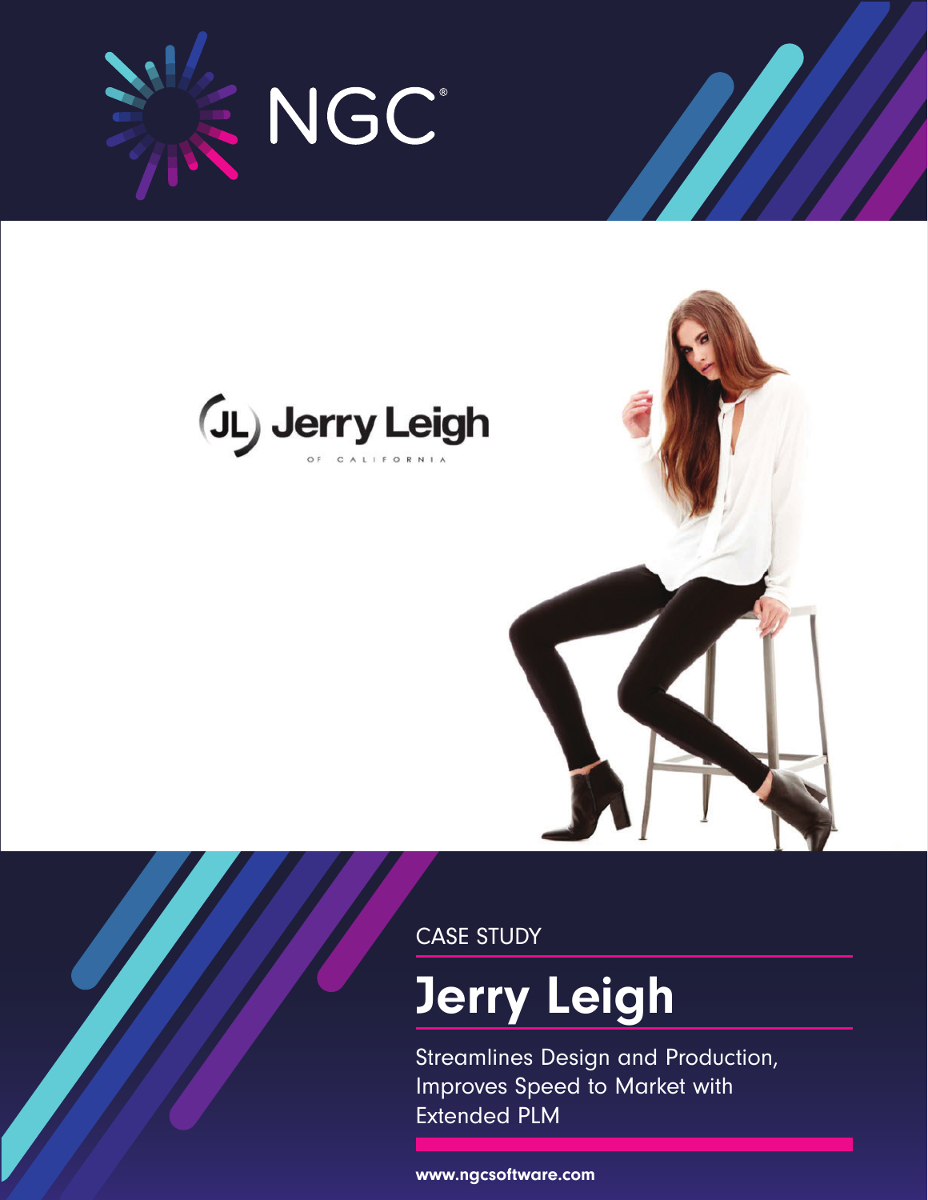NGC®

Jerry Leigh OF CALIFORNIA

CASE STUDY

# Jerry Leigh

Streamlines Design and Production, Improves Speed to Market with Extended PLM

www.ngcsoftware.com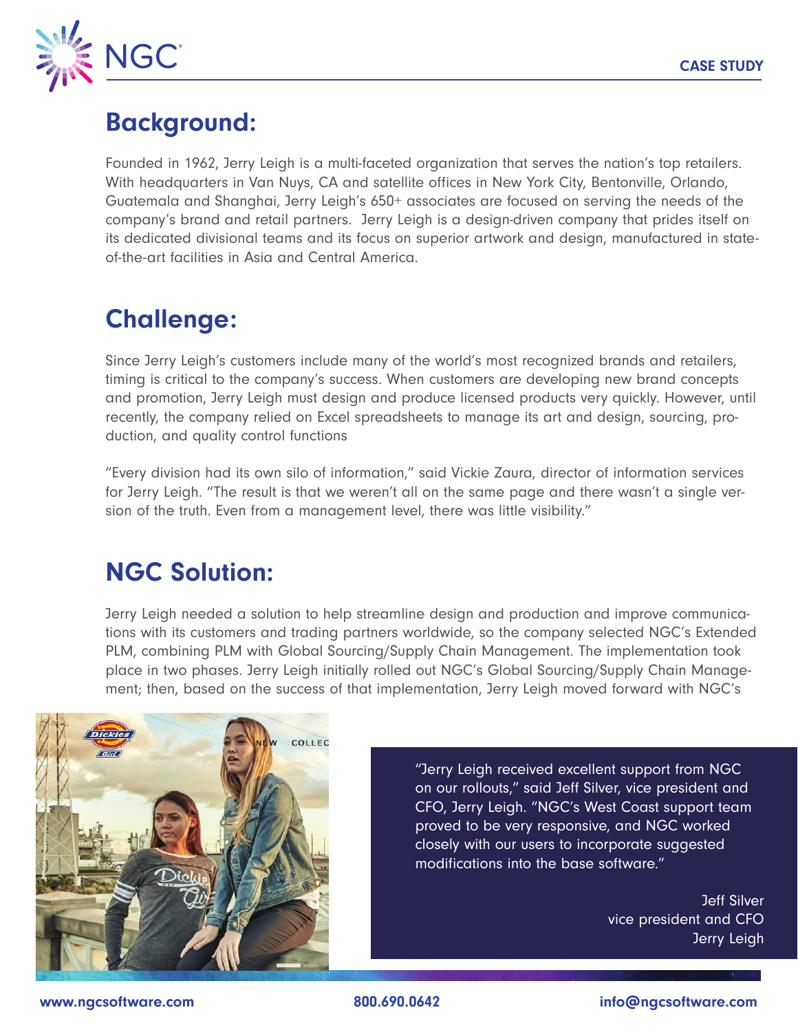## Background:

Founded in 1962, Jerry Leigh is a multi-faceted organization that serves the nation's top retailers. With headquarters in Van Nuys, CA and satellite offices in New York City, Bentonville, Orlando, Guatemala and Shanghai, Jerry Leigh's 650+ associates are focused on serving the needs of the company's brand and retail partners. Jerry Leigh is a design-driven company that prides itself on its dedicated divisional teams and its focus on superior artwork and design, manufactured in state-of-the-art facilities in Asia and Central America.

## Challenge:

Since Jerry Leigh's customers include many of the world's most recognized brands and retailers, timing is critical to the company's success. When customers are developing new brand concepts and promotion, Jerry Leigh must design and produce licensed products very quickly. However, until recently, the company relied on Excel spreadsheets to manage its art and design, sourcing, production, and quality control functions

"Every division had its own silo of information," said Vickie Zaura, director of information services for Jerry Leigh. "The result is that we weren't all on the same page and there wasn't a single version of the truth. Even from a management level, there was little visibility."

## NGC Solution:

Jerry Leigh needed a solution to help streamline design and production and improve communications with its customers and trading partners worldwide, so the company selected NGC's Extended PLM, combining PLM with Global Sourcing/Supply Chain Management. The implementation took place in two phases. Jerry Leigh initially rolled out NGC's Global Sourcing/Supply Chain Management; then, based on the success of that implementation, Jerry Leigh moved forward with NGC's

"Jerry Leigh received excellent support from NGC on our rollouts," said Jeff Silver, vice president and CFO, Jerry Leigh. "NGC's West Coast support team proved to be very responsive, and NGC worked closely with our users to incorporate suggested modifications into the base software."

Jeff Silver
vice president and CFO
Jerry Leigh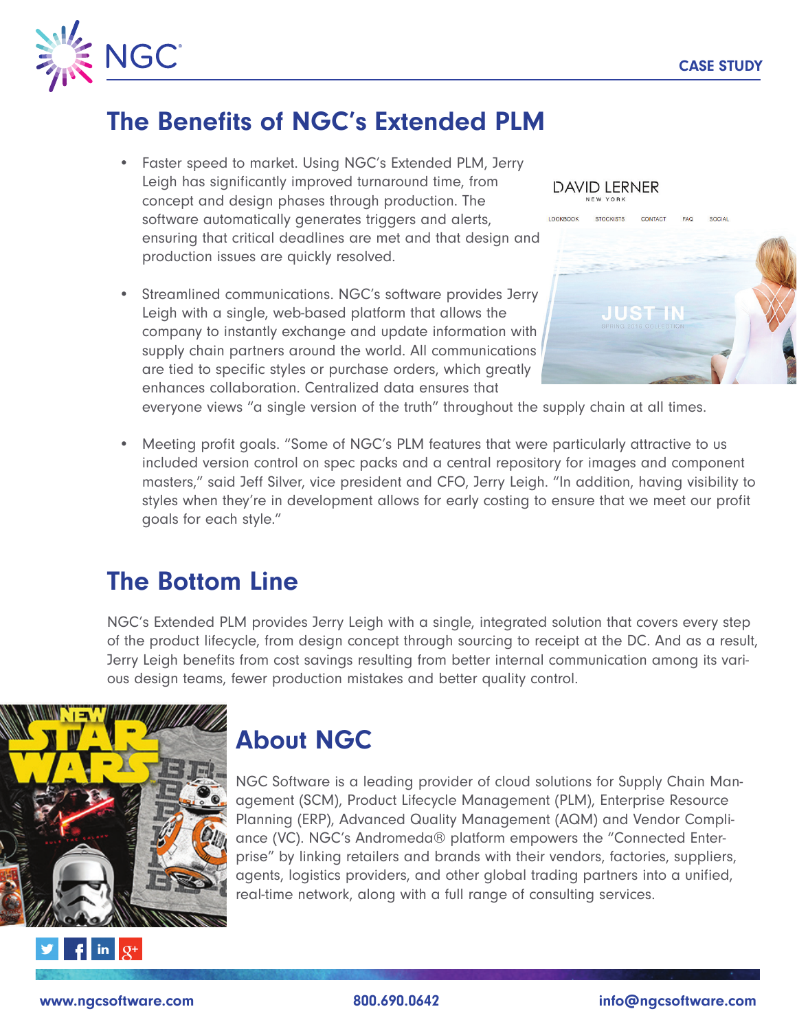## The Benefits of NGC's Extended PLM

- Faster speed to market. Using NGC's Extended PLM, Jerry Leigh has significantly improved turnaround time, from concept and design phases through production. The software automatically generates triggers and alerts, ensuring that critical deadlines are met and that design and production issues are quickly resolved.
- Streamlined communications. NGC's software provides Jerry Leigh with a single, web-based platform that allows the company to instantly exchange and update information with supply chain partners around the world. All communications are tied to specific styles or purchase orders, which greatly enhances collaboration. Centralized data ensures that everyone views "a single version of the truth" throughout the supply chain at all times.
- Meeting profit goals. "Some of NGC's PLM features that were particularly attractive to us included version control on spec packs and a central repository for images and component masters," said Jeff Silver, vice president and CFO, Jerry Leigh. "In addition, having visibility to styles when they're in development allows for early costing to ensure that we meet our profit goals for each style."

## The Bottom Line

NGC's Extended PLM provides Jerry Leigh with a single, integrated solution that covers every step of the product lifecycle, from design concept through sourcing to receipt at the DC. And as a result, Jerry Leigh benefits from cost savings resulting from better internal communication among its various design teams, fewer production mistakes and better quality control.

## About NGC

NGC Software is a leading provider of cloud solutions for Supply Chain Management (SCM), Product Lifecycle Management (PLM), Enterprise Resource Planning (ERP), Advanced Quality Management (AQM) and Vendor Compliance (VC). NGC's Andromeda® platform empowers the "Connected Enterprise" by linking retailers and brands with their vendors, factories, suppliers, agents, logistics providers, and other global trading partners into a unified, real-time network, along with a full range of consulting services.

www.ngcsoftware.com 800.690.0642 info@ngcsoftware.com